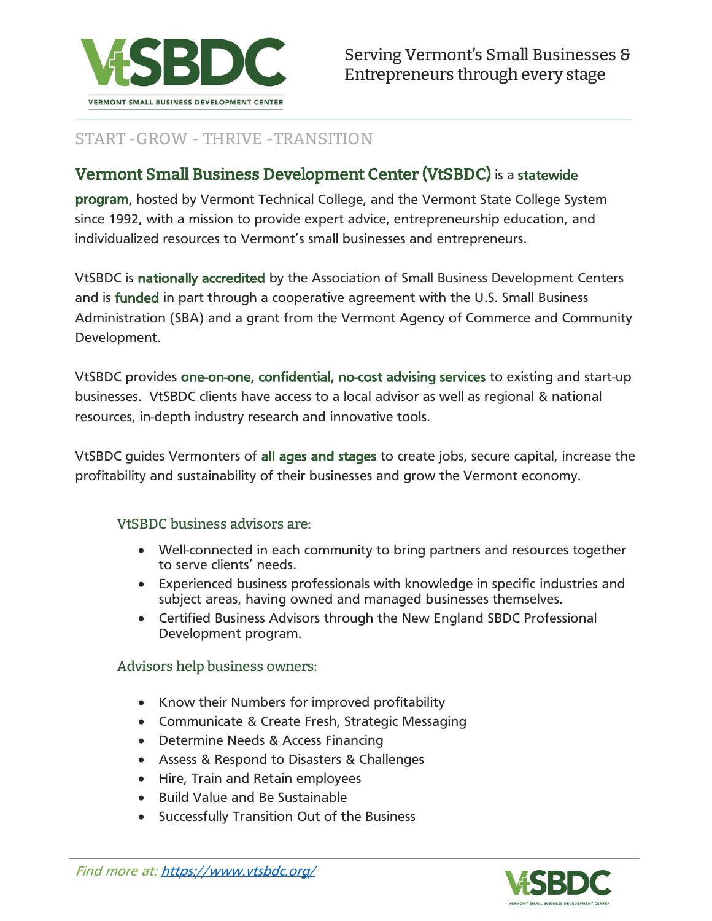# VtSBDC

VERMONT SMALL BUSINESS DEVELOPMENT CENTER

Serving Vermont's Small Businesses & Entrepreneurs through every stage

## START -GROW - THRIVE -TRANSITION

**Vermont Small Business Development Center (VtSBDC)** is a **statewide program**, hosted by Vermont Technical College, and the Vermont State College System since 1992, with a mission to provide expert advice, entrepreneurship education, and individualized resources to Vermont's small businesses and entrepreneurs.

VtSBDC is **nationally accredited** by the Association of Small Business Development Centers and is **funded** in part through a cooperative agreement with the U.S. Small Business Administration (SBA) and a grant from the Vermont Agency of Commerce and Community Development.

VtSBDC provides **one-on-one, confidential, no-cost advising services** to existing and start-up businesses. VtSBDC clients have access to a local advisor as well as regional & national resources, in-depth industry research and innovative tools.

VtSBDC guides Vermonters of **all ages and stages** to create jobs, secure capital, increase the profitability and sustainability of their businesses and grow the Vermont economy.

### VtSBDC business advisors are:

- Well-connected in each community to bring partners and resources together to serve clients' needs.
- Experienced business professionals with knowledge in specific industries and subject areas, having owned and managed businesses themselves.
- Certified Business Advisors through the New England SBDC Professional Development program.

### Advisors help business owners:

- Know their Numbers for improved profitability
- Communicate & Create Fresh, Strategic Messaging
- Determine Needs & Access Financing
- Assess & Respond to Disasters & Challenges
- Hire, Train and Retain employees
- Build Value and Be Sustainable
- Successfully Transition Out of the Business

*Find more at:* [https://www.vtsbdc.org/](https://www.vtsbdc.org/)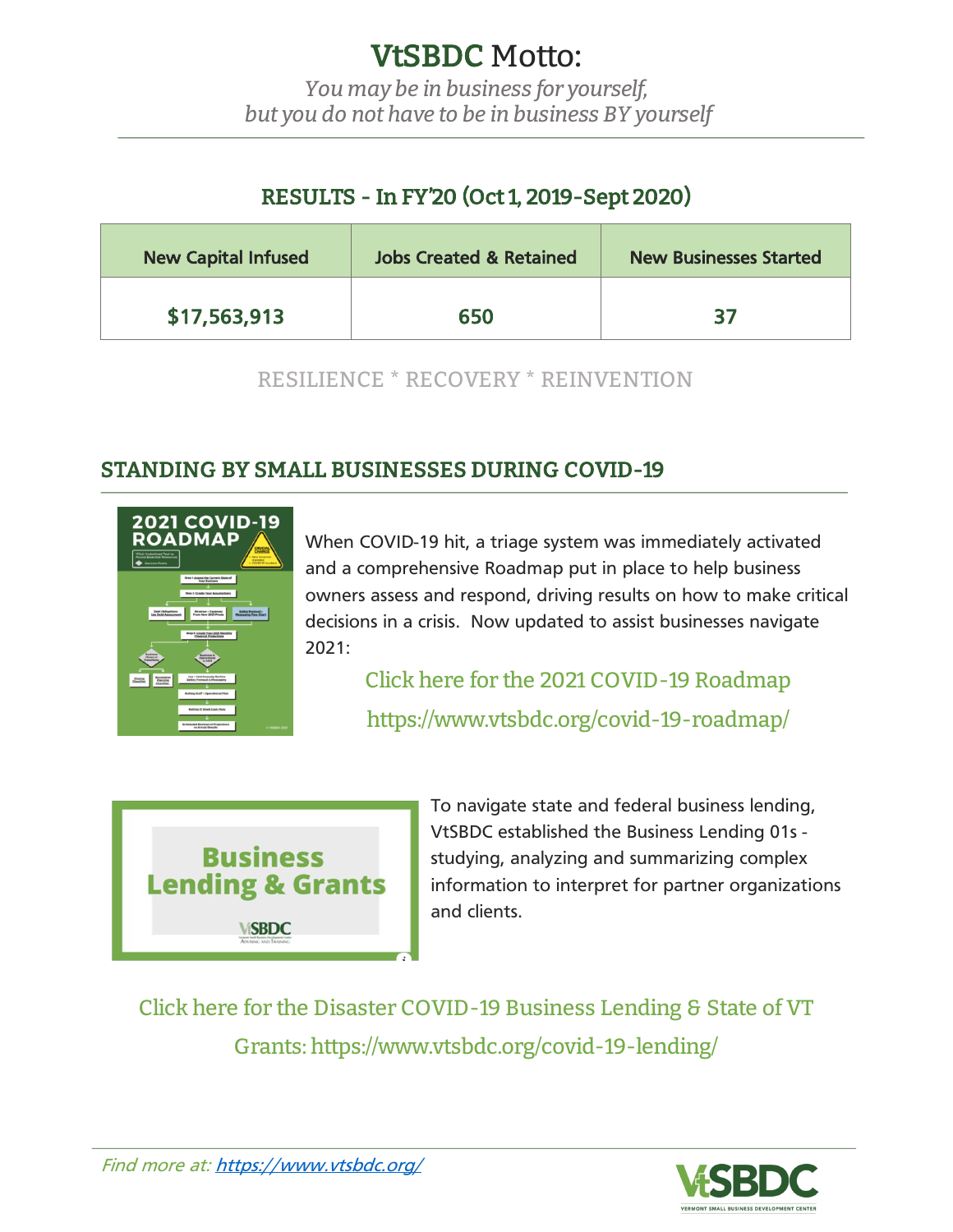# VtSBDC Motto:

*You may be in business for yourself,*
*but you do not have to be in business BY yourself*

## RESULTS - In FY'20 (Oct 1, 2019-Sept 2020)

| New Capital Infused | Jobs Created & Retained | New Businesses Started |
|---|---|---|
| $17,563,913 | 650 | 37 |

RESILIENCE * RECOVERY * REINVENTION

## STANDING BY SMALL BUSINESSES DURING COVID-19

When COVID-19 hit, a triage system was immediately activated and a comprehensive Roadmap put in place to help business owners assess and respond, driving results on how to make critical decisions in a crisis. Now updated to assist businesses navigate 2021:

Click here for the 2021 COVID-19 Roadmap
https://www.vtsbdc.org/covid-19-roadmap/

To navigate state and federal business lending, VtSBDC established the Business Lending 01s - studying, analyzing and summarizing complex information to interpret for partner organizations and clients.

Click here for the Disaster COVID-19 Business Lending & State of VT Grants: https://www.vtsbdc.org/covid-19-lending/

*Find more at:* https://www.vtsbdc.org/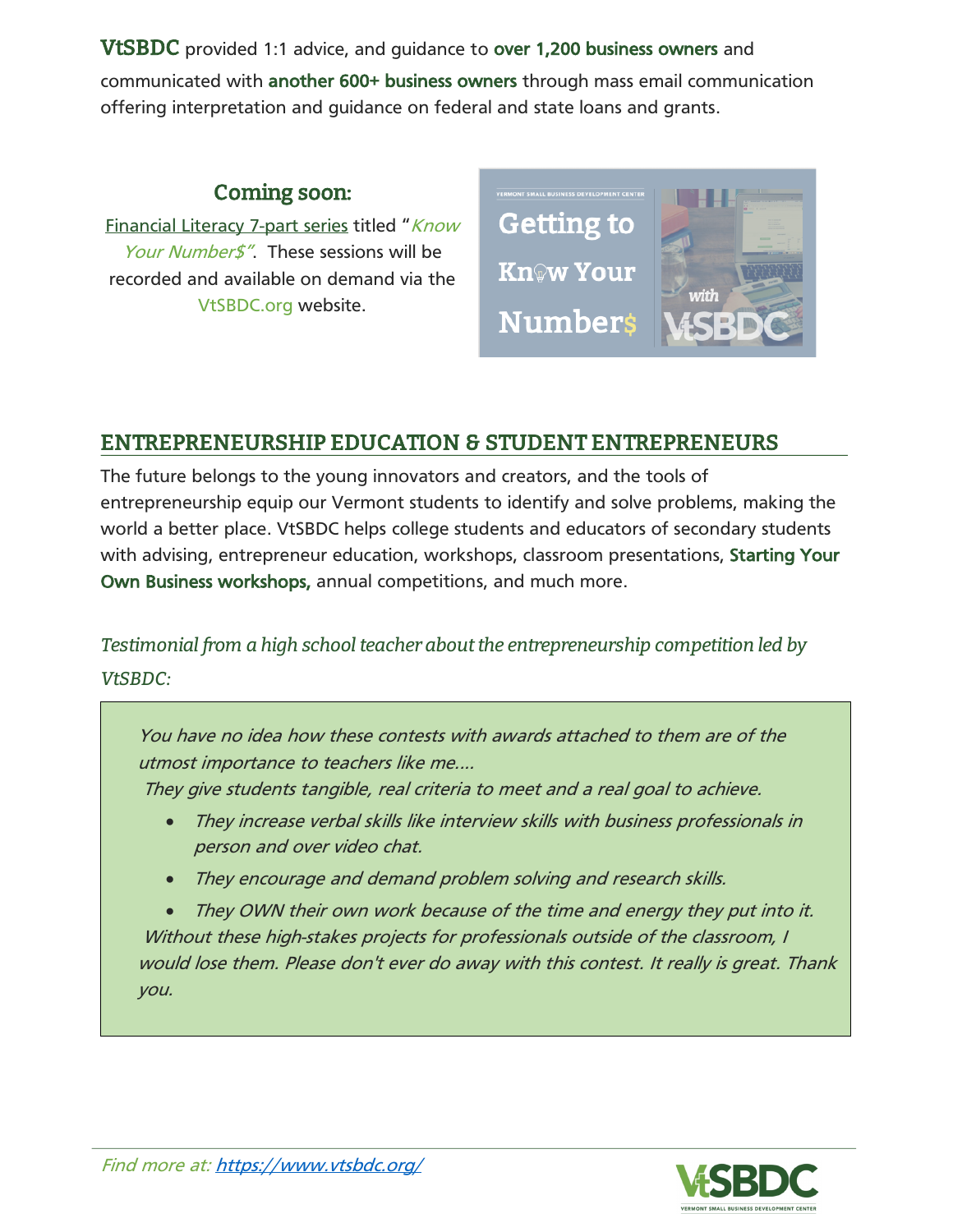**VtSBDC** provided 1:1 advice, and guidance to **over 1,200 business owners** and communicated with **another 600+ business owners** through mass email communication offering interpretation and guidance on federal and state loans and grants.

### Coming soon:

Financial Literacy 7-part series titled "*Know Your Number$"*. These sessions will be recorded and available on demand via the VtSBDC.org website.

## ENTREPRENEURSHIP EDUCATION & STUDENT ENTREPRENEURS

The future belongs to the young innovators and creators, and the tools of entrepreneurship equip our Vermont students to identify and solve problems, making the world a better place. VtSBDC helps college students and educators of secondary students with advising, entrepreneur education, workshops, classroom presentations, **Starting Your Own Business workshops,** annual competitions, and much more.

*Testimonial from a high school teacher about the entrepreneurship competition led by VtSBDC:*

> *You have no idea how these contests with awards attached to them are of the utmost importance to teachers like me....*
> *They give students tangible, real criteria to meet and a real goal to achieve.*
>
> - *They increase verbal skills like interview skills with business professionals in person and over video chat.*
> - *They encourage and demand problem solving and research skills.*
> - *They OWN their own work because of the time and energy they put into it.*
>
> *Without these high-stakes projects for professionals outside of the classroom, I would lose them. Please don't ever do away with this contest. It really is great. Thank you.*

*Find more at:* https://www.vtsbdc.org/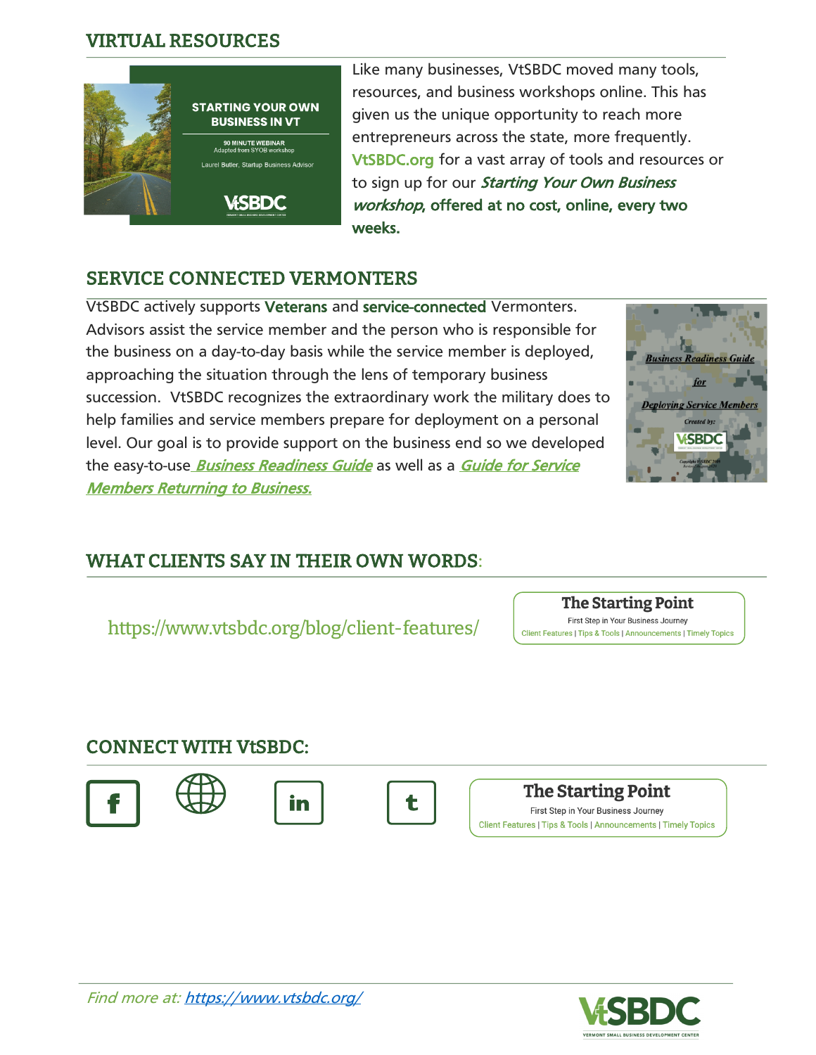## VIRTUAL RESOURCES

Like many businesses, VtSBDC moved many tools, resources, and business workshops online. This has given us the unique opportunity to reach more entrepreneurs across the state, more frequently. VtSBDC.org for a vast array of tools and resources or to sign up for our ***Starting Your Own Business* workshop, offered at no cost, online, every two weeks.**

## SERVICE CONNECTED VERMONTERS

VtSBDC actively supports Veterans and service-connected Vermonters. Advisors assist the service member and the person who is responsible for the business on a day-to-day basis while the service member is deployed, approaching the situation through the lens of temporary business succession. VtSBDC recognizes the extraordinary work the military does to help families and service members prepare for deployment on a personal level. Our goal is to provide support on the business end so we developed the easy-to-use *Business Readiness Guide* as well as a *Guide for Service Members Returning to Business.*

## WHAT CLIENTS SAY IN THEIR OWN WORDS:

https://www.vtsbdc.org/blog/client-features/

**The Starting Point**
First Step in Your Business Journey
Client Features | Tips & Tools | Announcements | Timely Topics

## CONNECT WITH VtSBDC:

**The Starting Point**
First Step in Your Business Journey
Client Features | Tips & Tools | Announcements | Timely Topics

*Find more at:* https://www.vtsbdc.org/